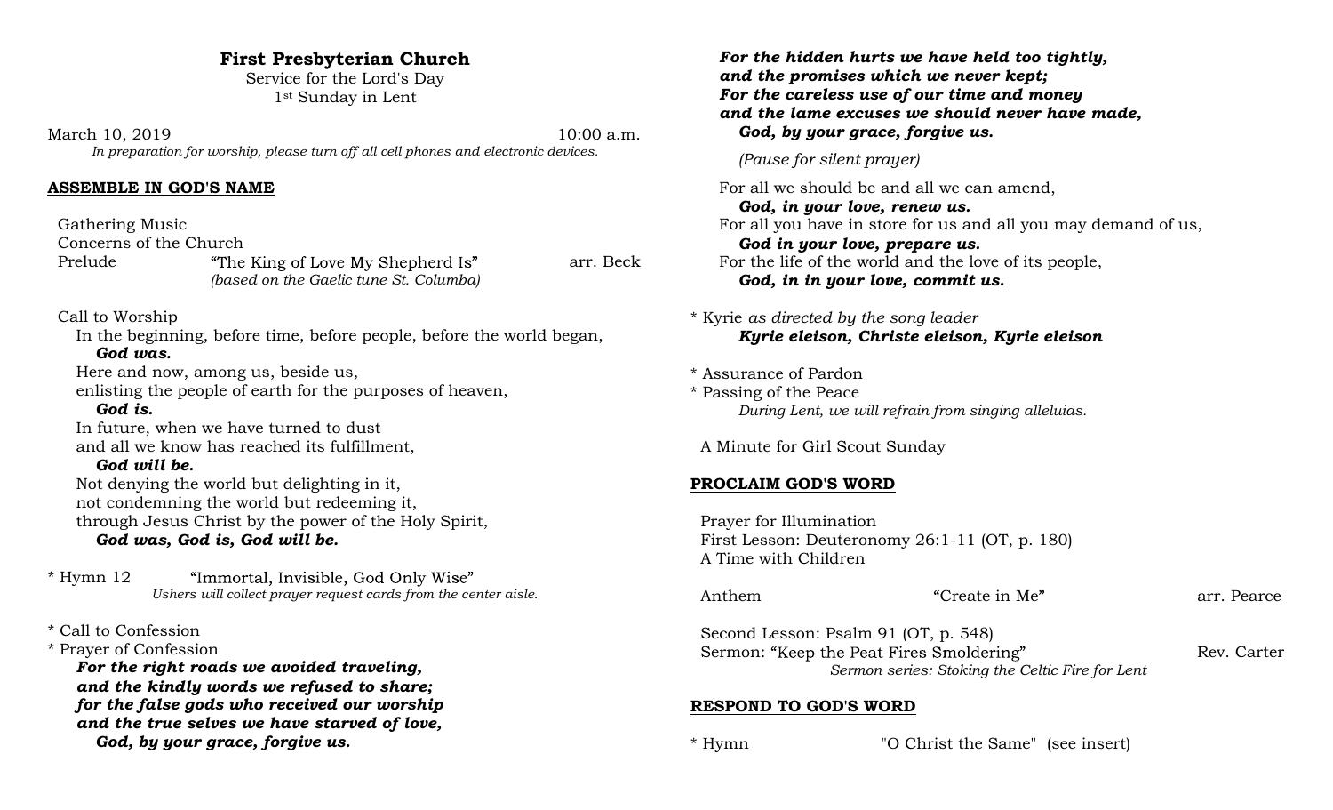# First Presbyterian Church

Service for the Lord's Day
1st Sunday in Lent

March 10, 2019 10:00 a.m.

*In preparation for worship, please turn off all cell phones and electronic devices.*

## ASSEMBLE IN GOD'S NAME

Gathering Music
Concerns of the Church
Prelude "The King of Love My Shepherd Is" arr. Beck
*(based on the Gaelic tune St. Columba)*

Call to Worship

In the beginning, before time, before people, before the world began,
***God was.***
Here and now, among us, beside us,
enlisting the people of earth for the purposes of heaven,
***God is.***
In future, when we have turned to dust
and all we know has reached its fulfillment,
***God will be.***
Not denying the world but delighting in it,
not condemning the world but redeeming it,
through Jesus Christ by the power of the Holy Spirit,
***God was, God is, God will be.***

\* Hymn 12 "Immortal, Invisible, God Only Wise"
*Ushers will collect prayer request cards from the center aisle.*

\* Call to Confession
\* Prayer of Confession

***For the right roads we avoided traveling,***
***and the kindly words we refused to share;***
***for the false gods who received our worship***
***and the true selves we have starved of love,***
***God, by your grace, forgive us.***

***For the hidden hurts we have held too tightly,***
***and the promises which we never kept;***
***For the careless use of our time and money***
***and the lame excuses we should never have made,***
***God, by your grace, forgive us.***

*(Pause for silent prayer)*

For all we should be and all we can amend,
***God, in your love, renew us.***
For all you have in store for us and all you may demand of us,
***God in your love, prepare us.***
For the life of the world and the love of its people,
***God, in in your love, commit us.***

\* Kyrie *as directed by the song leader*
***Kyrie eleison, Christe eleison, Kyrie eleison***

\* Assurance of Pardon
\* Passing of the Peace
*During Lent, we will refrain from singing alleluias.*

A Minute for Girl Scout Sunday

## PROCLAIM GOD'S WORD

Prayer for Illumination
First Lesson: Deuteronomy 26:1-11 (OT, p. 180)
A Time with Children

Anthem "Create in Me" arr. Pearce

Second Lesson: Psalm 91 (OT, p. 548)
Sermon: "Keep the Peat Fires Smoldering" Rev. Carter
*Sermon series: Stoking the Celtic Fire for Lent*

## RESPOND TO GOD'S WORD

\* Hymn "O Christ the Same" (see insert)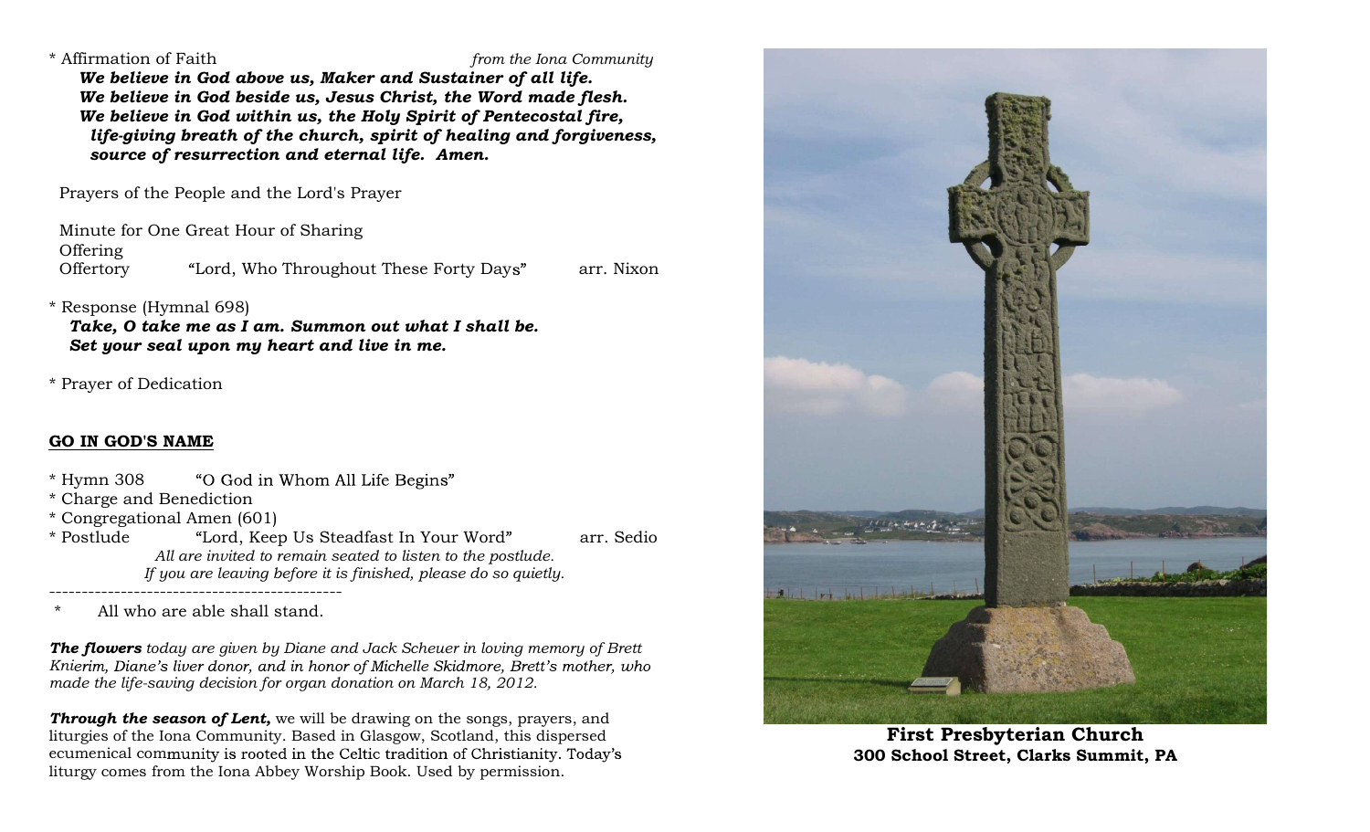\* Affirmation of Faith *from the Iona Community*

***We believe in God above us, Maker and Sustainer of all life.***
***We believe in God beside us, Jesus Christ, the Word made flesh.***
***We believe in God within us, the Holy Spirit of Pentecostal fire,***
***life-giving breath of the church, spirit of healing and forgiveness,***
***source of resurrection and eternal life. Amen.***

Prayers of the People and the Lord's Prayer

Minute for One Great Hour of Sharing

Offering

Offertory "Lord, Who Throughout These Forty Days" arr. Nixon

\* Response (Hymnal 698)

***Take, O take me as I am. Summon out what I shall be.***
***Set your seal upon my heart and live in me.***

\* Prayer of Dedication

**GO IN GOD'S NAME**

\* Hymn 308 "O God in Whom All Life Begins"
\* Charge and Benediction
\* Congregational Amen (601)
\* Postlude "Lord, Keep Us Steadfast In Your Word" arr. Sedio

*All are invited to remain seated to listen to the postlude.*
*If you are leaving before it is finished, please do so quietly.*

---

\* All who are able shall stand.

***The flowers*** *today are given by Diane and Jack Scheuer in loving memory of Brett Knierim, Diane's liver donor, and in honor of Michelle Skidmore, Brett's mother, who made the life-saving decision for organ donation on March 18, 2012.*

***Through the season of Lent,*** we will be drawing on the songs, prayers, and liturgies of the Iona Community. Based in Glasgow, Scotland, this dispersed ecumenical community is rooted in the Celtic tradition of Christianity. Today's liturgy comes from the Iona Abbey Worship Book. Used by permission.

**First Presbyterian Church**
**300 School Street, Clarks Summit, PA**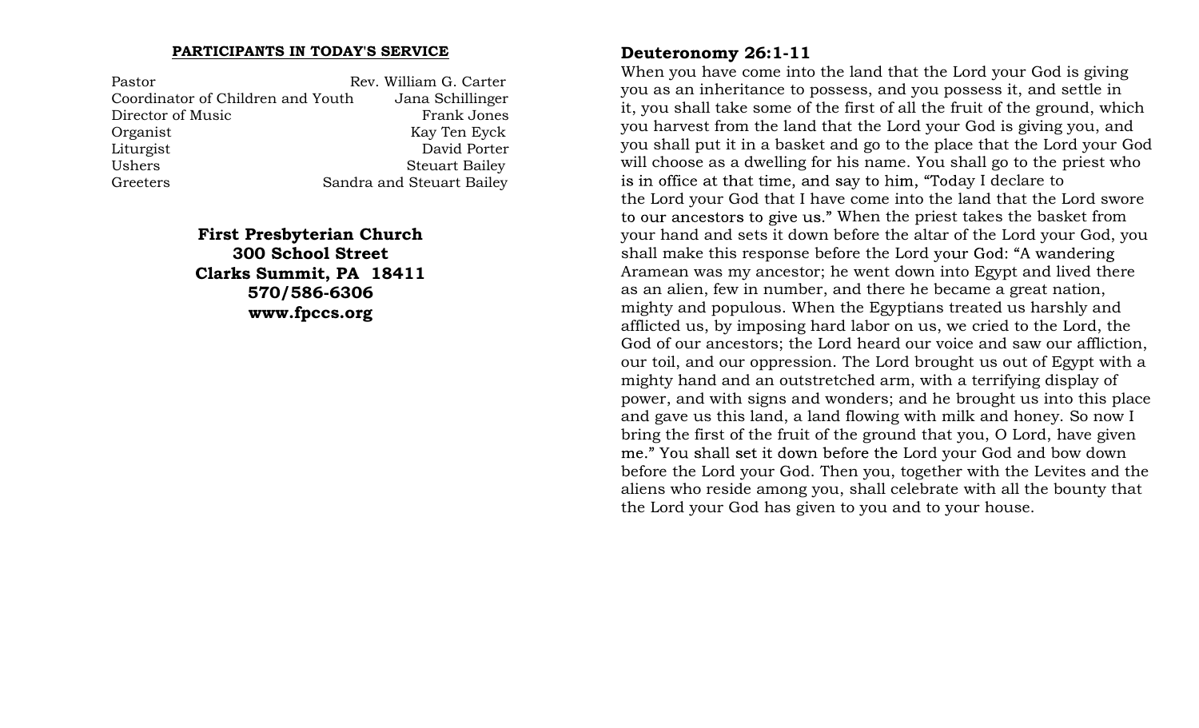**PARTICIPANTS IN TODAY'S SERVICE**

| | |
|---|---|
| Pastor | Rev. William G. Carter |
| Coordinator of Children and Youth | Jana Schillinger |
| Director of Music | Frank Jones |
| Organist | Kay Ten Eyck |
| Liturgist | David Porter |
| Ushers | Steuart Bailey |
| Greeters | Sandra and Steuart Bailey |

**First Presbyterian Church**
**300 School Street**
**Clarks Summit, PA 18411**
**570/586-6306**
**www.fpccs.org**

**Deuteronomy 26:1-11**

When you have come into the land that the Lord your God is giving you as an inheritance to possess, and you possess it, and settle in it, you shall take some of the first of all the fruit of the ground, which you harvest from the land that the Lord your God is giving you, and you shall put it in a basket and go to the place that the Lord your God will choose as a dwelling for his name. You shall go to the priest who is in office at that time, and say to him, "Today I declare to the Lord your God that I have come into the land that the Lord swore to our ancestors to give us." When the priest takes the basket from your hand and sets it down before the altar of the Lord your God, you shall make this response before the Lord your God: "A wandering Aramean was my ancestor; he went down into Egypt and lived there as an alien, few in number, and there he became a great nation, mighty and populous. When the Egyptians treated us harshly and afflicted us, by imposing hard labor on us, we cried to the Lord, the God of our ancestors; the Lord heard our voice and saw our affliction, our toil, and our oppression. The Lord brought us out of Egypt with a mighty hand and an outstretched arm, with a terrifying display of power, and with signs and wonders; and he brought us into this place and gave us this land, a land flowing with milk and honey. So now I bring the first of the fruit of the ground that you, O Lord, have given me." You shall set it down before the Lord your God and bow down before the Lord your God. Then you, together with the Levites and the aliens who reside among you, shall celebrate with all the bounty that the Lord your God has given to you and to your house.